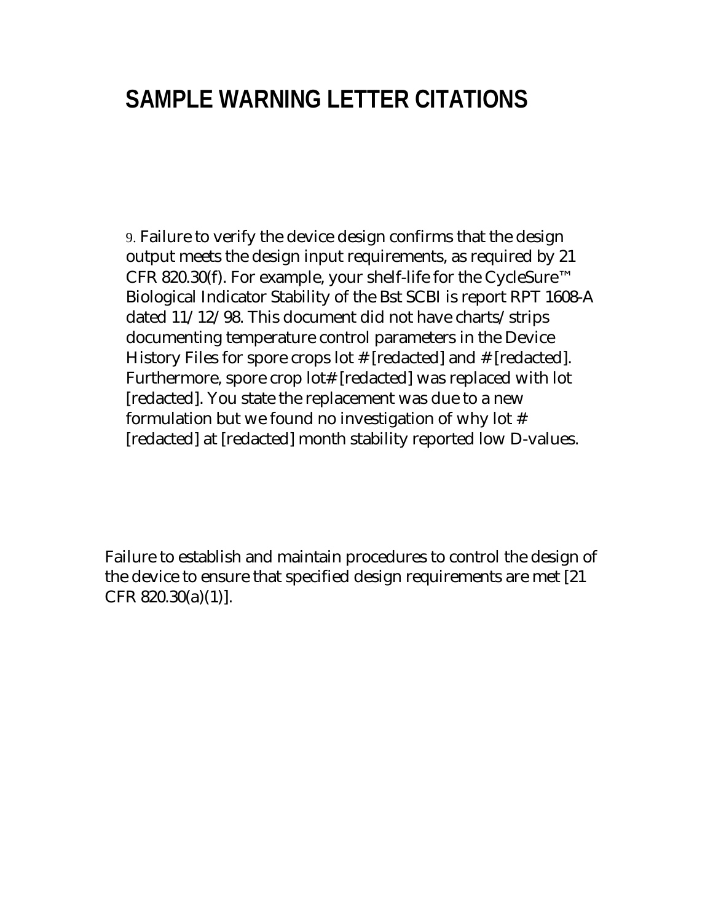# SAMPLE WARNING LETTER CITATIONS

9. Failure to verify the device design confirms that the design output meets the design input requirements, as required by 21 CFR 820.30(f). For example, your shelf-life for the CycleSure™ Biological Indicator Stability of the Bst SCBI is report RPT 1608-A dated 11/12/98. This document did not have charts/strips documenting temperature control parameters in the Device History Files for spore crops lot # [redacted] and # [redacted]. Furthermore, spore crop lot# [redacted] was replaced with lot [redacted]. You state the replacement was due to a new formulation but we found no investigation of why lot # [redacted] at [redacted] month stability reported low D-values.

Failure to establish and maintain procedures to control the design of the device to ensure that specified design requirements are met [21 CFR 820.30(a)(1)].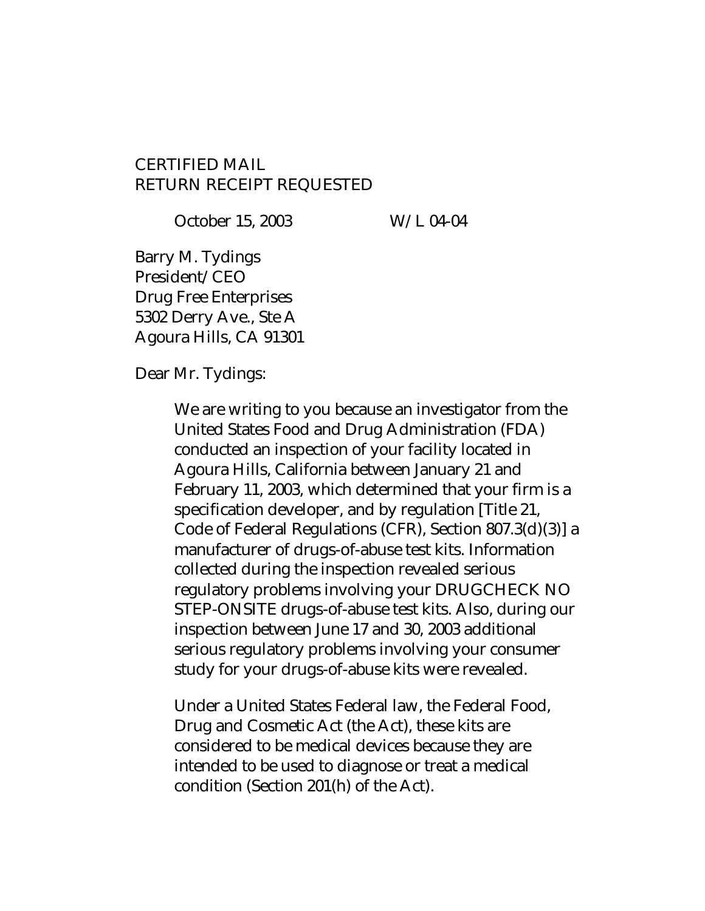CERTIFIED MAIL
RETURN RECEIPT REQUESTED

October 15, 2003 W/L 04-04

Barry M. Tydings
President/CEO
Drug Free Enterprises
5302 Derry Ave., Ste A
Agoura Hills, CA 91301

Dear Mr. Tydings:

We are writing to you because an investigator from the United States Food and Drug Administration (FDA) conducted an inspection of your facility located in Agoura Hills, California between January 21 and February 11, 2003, which determined that your firm is a specification developer, and by regulation [Title 21, Code of Federal Regulations (CFR), Section 807.3(d)(3)] a manufacturer of drugs-of-abuse test kits. Information collected during the inspection revealed serious regulatory problems involving your DRUGCHECK NO STEP-ONSITE drugs-of-abuse test kits. Also, during our inspection between June 17 and 30, 2003 additional serious regulatory problems involving your consumer study for your drugs-of-abuse kits were revealed.

Under a United States Federal law, the Federal Food, Drug and Cosmetic Act (the Act), these kits are considered to be medical devices because they are intended to be used to diagnose or treat a medical condition (Section 201(h) of the Act).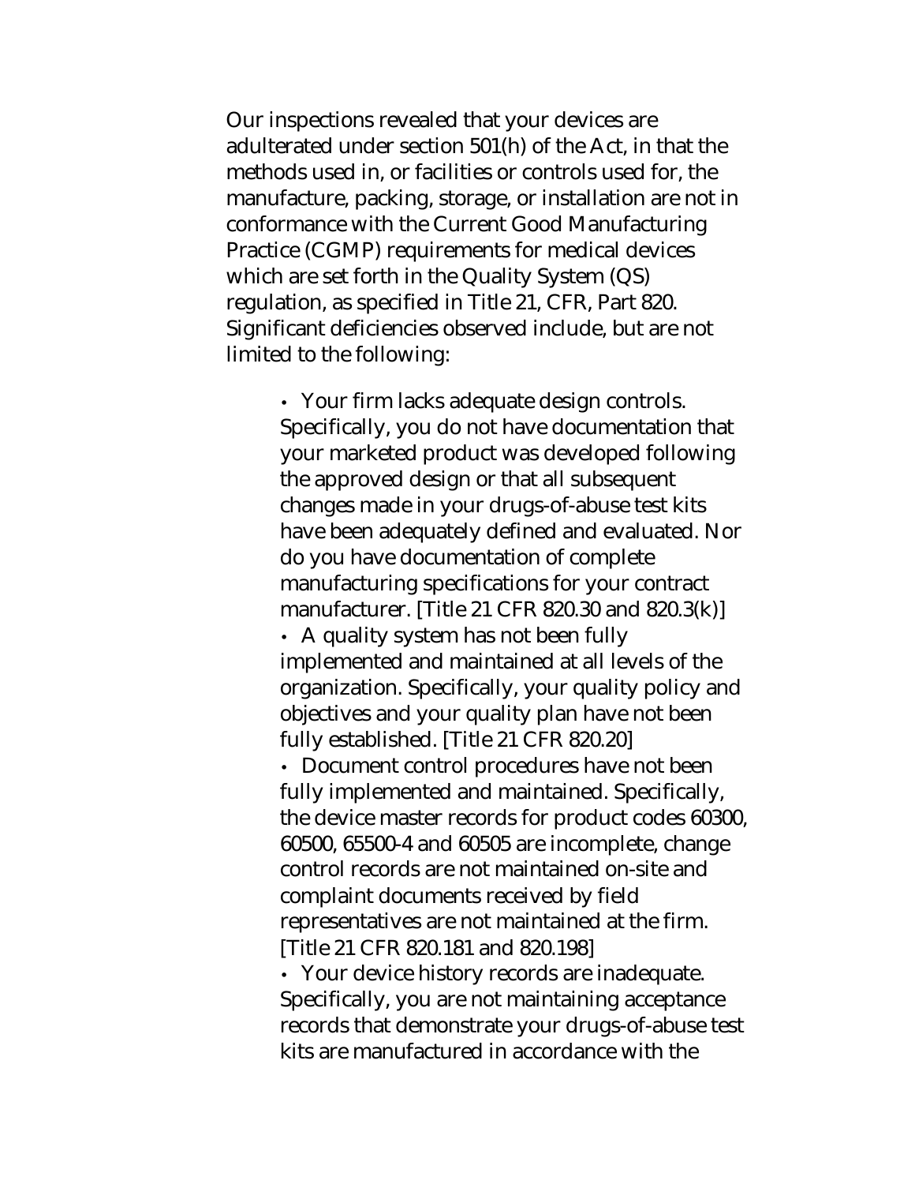Our inspections revealed that your devices are adulterated under section 501(h) of the Act, in that the methods used in, or facilities or controls used for, the manufacture, packing, storage, or installation are not in conformance with the Current Good Manufacturing Practice (CGMP) requirements for medical devices which are set forth in the Quality System (QS) regulation, as specified in Title 21, CFR, Part 820. Significant deficiencies observed include, but are not limited to the following:

- Your firm lacks adequate design controls. Specifically, you do not have documentation that your marketed product was developed following the approved design or that all subsequent changes made in your drugs-of-abuse test kits have been adequately defined and evaluated. Nor do you have documentation of complete manufacturing specifications for your contract manufacturer. [Title 21 CFR 820.30 and 820.3(k)]
- A quality system has not been fully implemented and maintained at all levels of the organization. Specifically, your quality policy and objectives and your quality plan have not been fully established. [Title 21 CFR 820.20]
- Document control procedures have not been fully implemented and maintained. Specifically, the device master records for product codes 60300, 60500, 65500-4 and 60505 are incomplete, change control records are not maintained on-site and complaint documents received by field representatives are not maintained at the firm. [Title 21 CFR 820.181 and 820.198]
- Your device history records are inadequate. Specifically, you are not maintaining acceptance records that demonstrate your drugs-of-abuse test kits are manufactured in accordance with the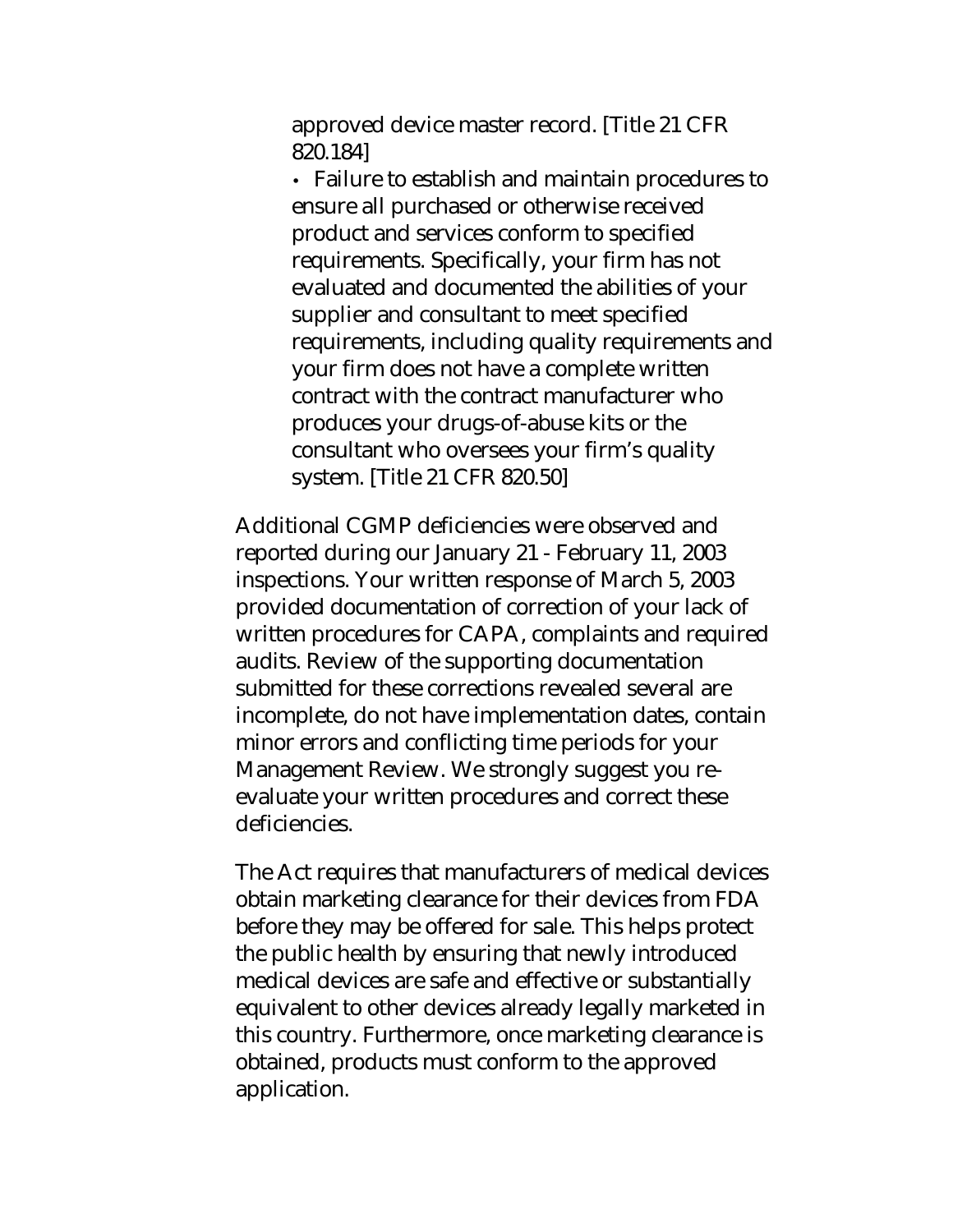approved device master record. [Title 21 CFR 820.184]

- Failure to establish and maintain procedures to ensure all purchased or otherwise received product and services conform to specified requirements. Specifically, your firm has not evaluated and documented the abilities of your supplier and consultant to meet specified requirements, including quality requirements and your firm does not have a complete written contract with the contract manufacturer who produces your drugs-of-abuse kits or the consultant who oversees your firm's quality system. [Title 21 CFR 820.50]

Additional CGMP deficiencies were observed and reported during our January 21 - February 11, 2003 inspections. Your written response of March 5, 2003 provided documentation of correction of your lack of written procedures for CAPA, complaints and required audits. Review of the supporting documentation submitted for these corrections revealed several are incomplete, do not have implementation dates, contain minor errors and conflicting time periods for your Management Review. We strongly suggest you re-evaluate your written procedures and correct these deficiencies.

The Act requires that manufacturers of medical devices obtain marketing clearance for their devices from FDA before they may be offered for sale. This helps protect the public health by ensuring that newly introduced medical devices are safe and effective or substantially equivalent to other devices already legally marketed in this country. Furthermore, once marketing clearance is obtained, products must conform to the approved application.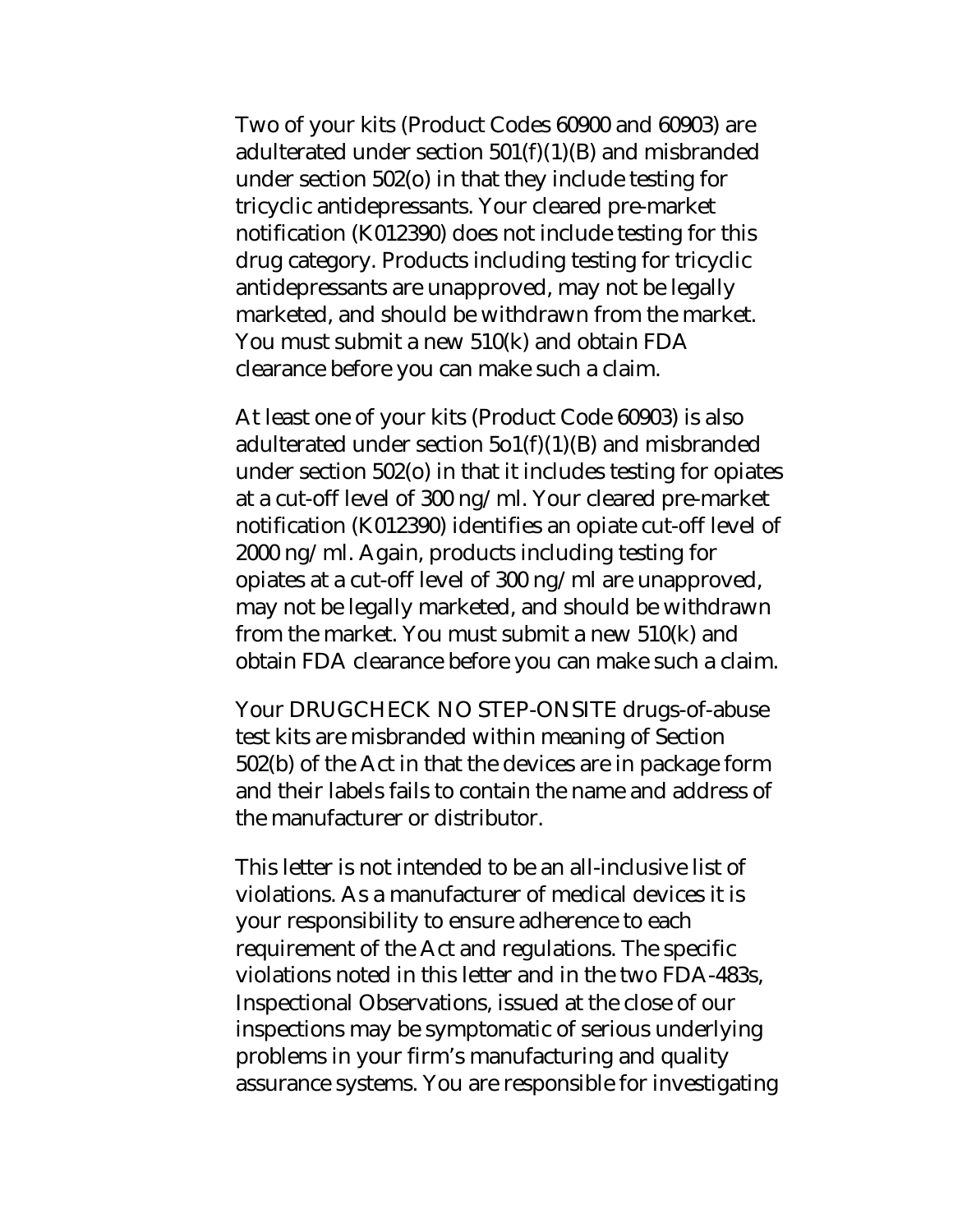Two of your kits (Product Codes 60900 and 60903) are adulterated under section 501(f)(1)(B) and misbranded under section 502(o) in that they include testing for tricyclic antidepressants. Your cleared pre-market notification (K012390) does not include testing for this drug category. Products including testing for tricyclic antidepressants are unapproved, may not be legally marketed, and should be withdrawn from the market. You must submit a new 510(k) and obtain FDA clearance before you can make such a claim.

At least one of your kits (Product Code 60903) is also adulterated under section 5o1(f)(1)(B) and misbranded under section 502(o) in that it includes testing for opiates at a cut-off level of 300 ng/ml. Your cleared pre-market notification (K012390) identifies an opiate cut-off level of 2000 ng/ml. Again, products including testing for opiates at a cut-off level of 300 ng/ml are unapproved, may not be legally marketed, and should be withdrawn from the market. You must submit a new 510(k) and obtain FDA clearance before you can make such a claim.

Your DRUGCHECK NO STEP-ONSITE drugs-of-abuse test kits are misbranded within meaning of Section 502(b) of the Act in that the devices are in package form and their labels fails to contain the name and address of the manufacturer or distributor.

This letter is not intended to be an all-inclusive list of violations. As a manufacturer of medical devices it is your responsibility to ensure adherence to each requirement of the Act and regulations. The specific violations noted in this letter and in the two FDA-483s, Inspectional Observations, issued at the close of our inspections may be symptomatic of serious underlying problems in your firm's manufacturing and quality assurance systems. You are responsible for investigating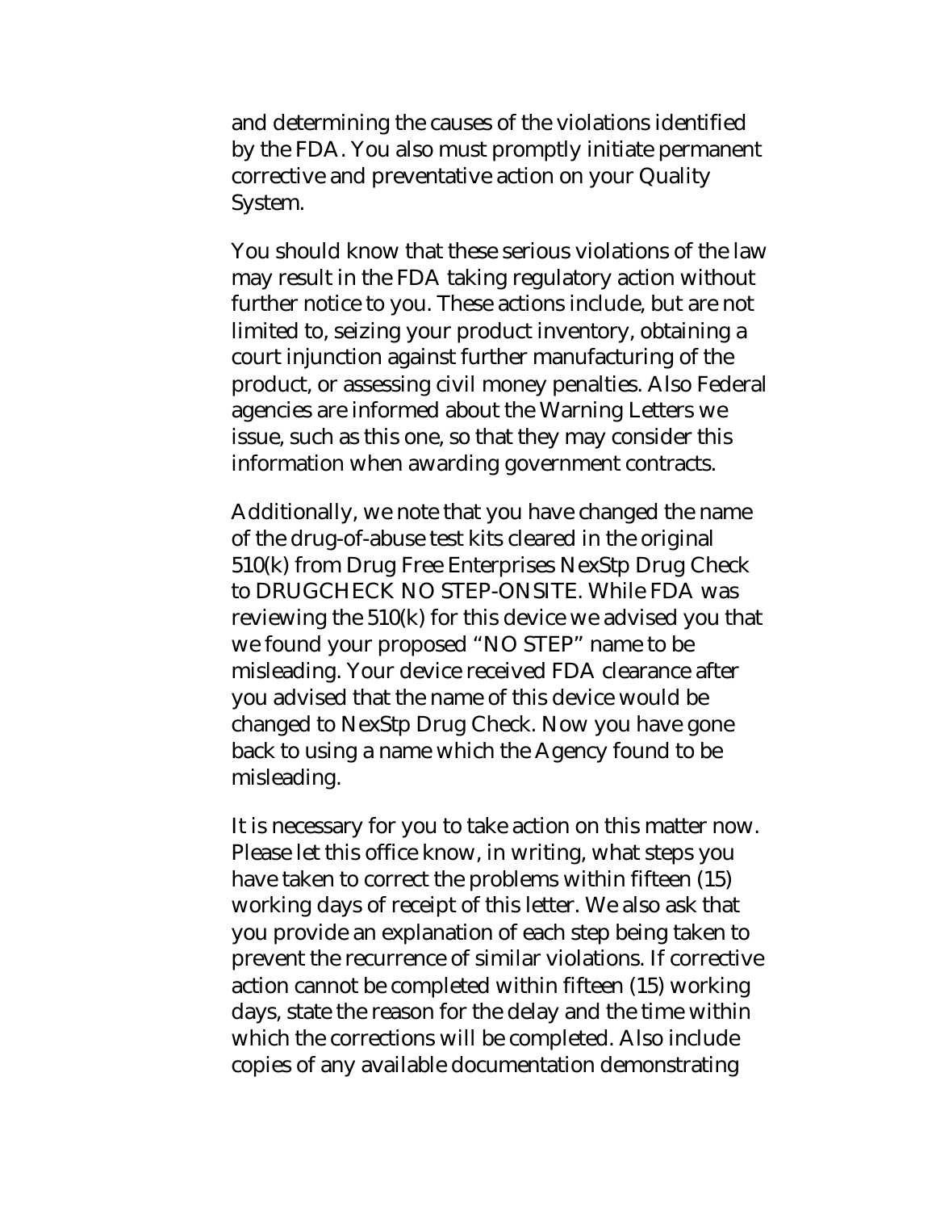and determining the causes of the violations identified by the FDA. You also must promptly initiate permanent corrective and preventative action on your Quality System.

You should know that these serious violations of the law may result in the FDA taking regulatory action without further notice to you. These actions include, but are not limited to, seizing your product inventory, obtaining a court injunction against further manufacturing of the product, or assessing civil money penalties. Also Federal agencies are informed about the Warning Letters we issue, such as this one, so that they may consider this information when awarding government contracts.

Additionally, we note that you have changed the name of the drug-of-abuse test kits cleared in the original 510(k) from Drug Free Enterprises NexStp Drug Check to DRUGCHECK NO STEP-ONSITE. While FDA was reviewing the 510(k) for this device we advised you that we found your proposed "NO STEP" name to be misleading. Your device received FDA clearance after you advised that the name of this device would be changed to NexStp Drug Check. Now you have gone back to using a name which the Agency found to be misleading.

It is necessary for you to take action on this matter now. Please let this office know, in writing, what steps you have taken to correct the problems within fifteen (15) working days of receipt of this letter. We also ask that you provide an explanation of each step being taken to prevent the recurrence of similar violations. If corrective action cannot be completed within fifteen (15) working days, state the reason for the delay and the time within which the corrections will be completed. Also include copies of any available documentation demonstrating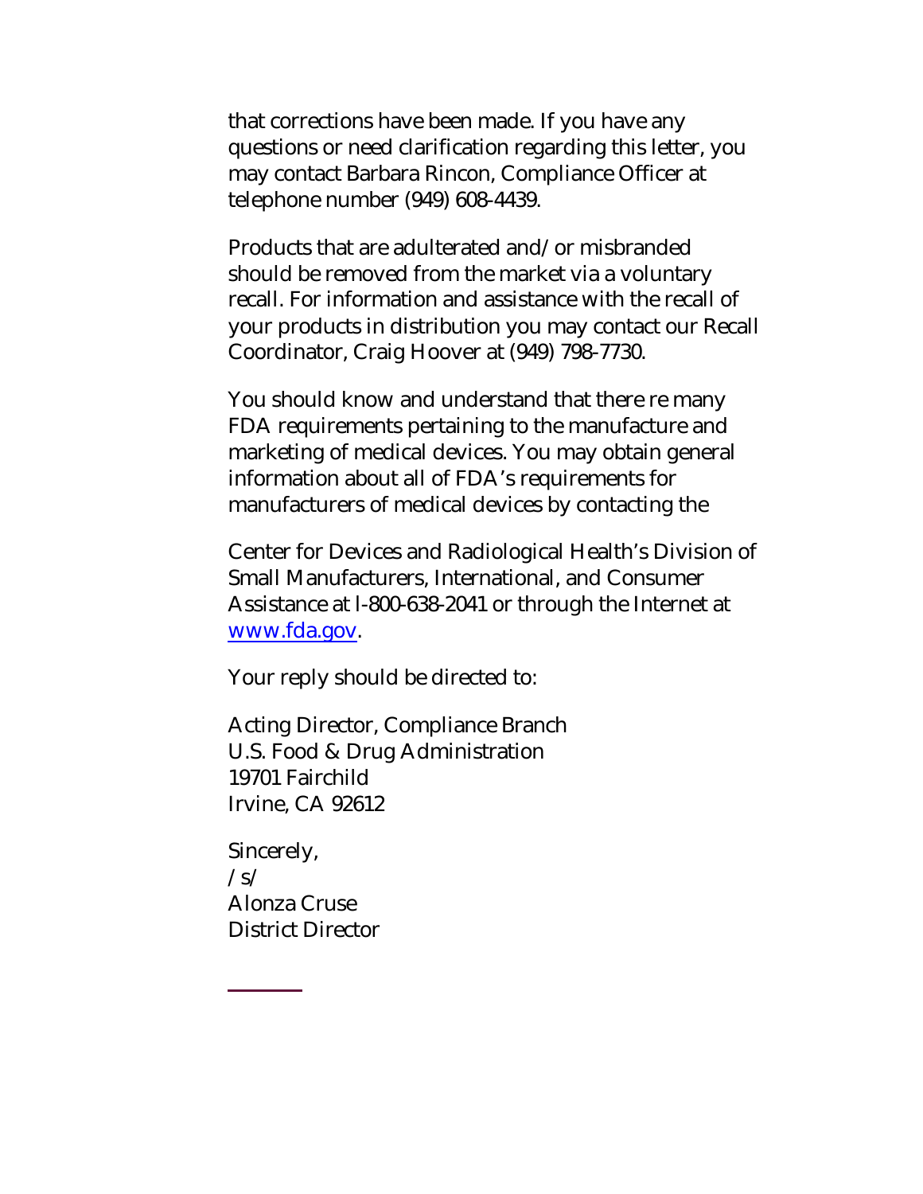that corrections have been made. If you have any questions or need clarification regarding this letter, you may contact Barbara Rincon, Compliance Officer at telephone number (949) 608-4439.

Products that are adulterated and/or misbranded should be removed from the market via a voluntary recall. For information and assistance with the recall of your products in distribution you may contact our Recall Coordinator, Craig Hoover at (949) 798-7730.

You should know and understand that there re many FDA requirements pertaining to the manufacture and marketing of medical devices. You may obtain general information about all of FDA's requirements for manufacturers of medical devices by contacting the

Center for Devices and Radiological Health's Division of Small Manufacturers, International, and Consumer Assistance at l-800-638-2041 or through the Internet at [www.fda.gov](http://www.fda.gov).

Your reply should be directed to:

Acting Director, Compliance Branch
U.S. Food & Drug Administration
19701 Fairchild
Irvine, CA 92612

Sincerely,
/s/
Alonza Cruse
District Director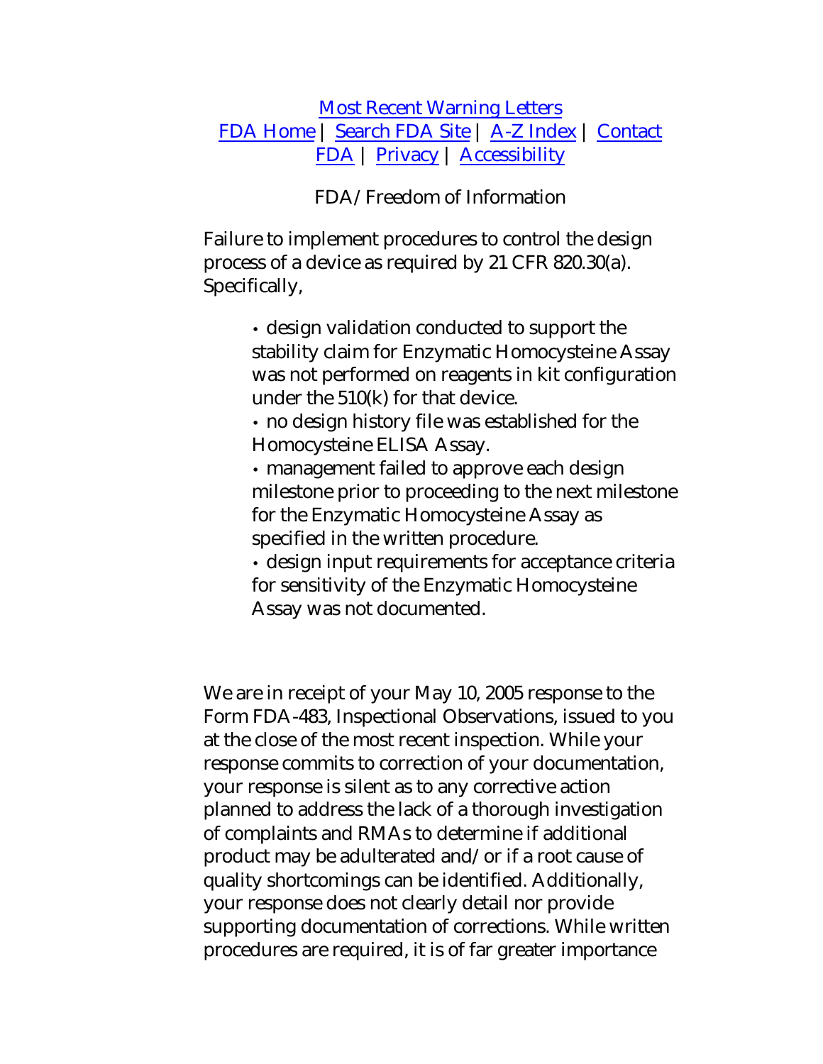Most Recent Warning Letters
FDA Home | Search FDA Site | A-Z Index | Contact FDA | Privacy | Accessibility

FDA / Freedom of Information

Failure to implement procedures to control the design process of a device as required by 21 CFR 820.30(a). Specifically,

- design validation conducted to support the stability claim for Enzymatic Homocysteine Assay was not performed on reagents in kit configuration under the 510(k) for that device.
- no design history file was established for the Homocysteine ELISA Assay.
- management failed to approve each design milestone prior to proceeding to the next milestone for the Enzymatic Homocysteine Assay as specified in the written procedure.
- design input requirements for acceptance criteria for sensitivity of the Enzymatic Homocysteine Assay was not documented.

We are in receipt of your May 10, 2005 response to the Form FDA-483, Inspectional Observations, issued to you at the close of the most recent inspection. While your response commits to correction of your documentation, your response is silent as to any corrective action planned to address the lack of a thorough investigation of complaints and RMAs to determine if additional product may be adulterated and/or if a root cause of quality shortcomings can be identified. Additionally, your response does not clearly detail nor provide supporting documentation of corrections. While written procedures are required, it is of far greater importance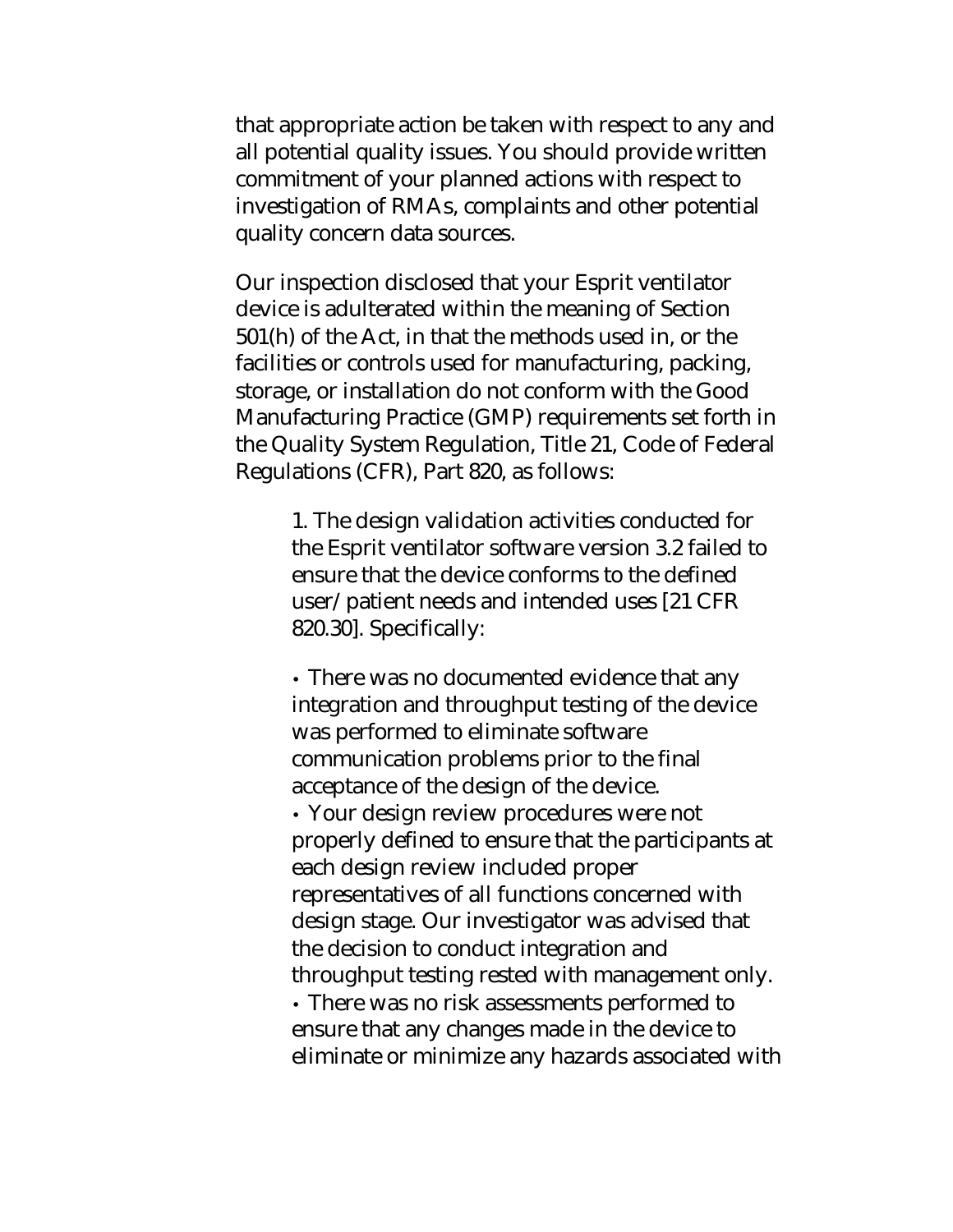that appropriate action be taken with respect to any and all potential quality issues. You should provide written commitment of your planned actions with respect to investigation of RMAs, complaints and other potential quality concern data sources.

Our inspection disclosed that your Esprit ventilator device is adulterated within the meaning of Section 501(h) of the Act, in that the methods used in, or the facilities or controls used for manufacturing, packing, storage, or installation do not conform with the Good Manufacturing Practice (GMP) requirements set forth in the Quality System Regulation, Title 21, Code of Federal Regulations (CFR), Part 820, as follows:

> 1. The design validation activities conducted for the Esprit ventilator software version 3.2 failed to ensure that the device conforms to the defined user/patient needs and intended uses [21 CFR 820.30]. Specifically:
>
> • There was no documented evidence that any integration and throughput testing of the device was performed to eliminate software communication problems prior to the final acceptance of the design of the device.
> • Your design review procedures were not properly defined to ensure that the participants at each design review included proper representatives of all functions concerned with design stage. Our investigator was advised that the decision to conduct integration and throughput testing rested with management only.
> • There was no risk assessments performed to ensure that any changes made in the device to eliminate or minimize any hazards associated with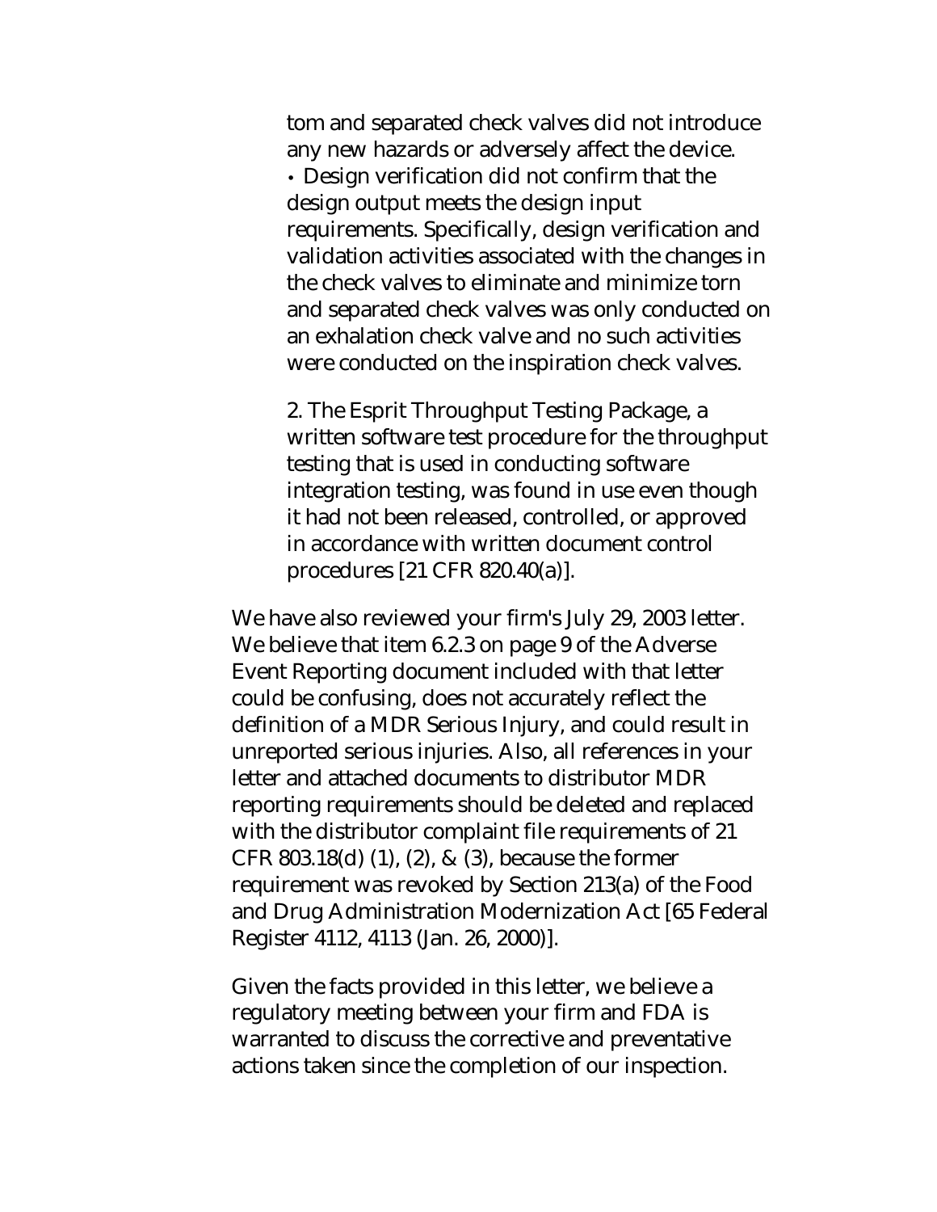torn and separated check valves did not introduce any new hazards or adversely affect the device.

- Design verification did not confirm that the design output meets the design input requirements. Specifically, design verification and validation activities associated with the changes in the check valves to eliminate and minimize torn and separated check valves was only conducted on an exhalation check valve and no such activities were conducted on the inspiration check valves.

2. The Esprit Throughput Testing Package, a written software test procedure for the throughput testing that is used in conducting software integration testing, was found in use even though it had not been released, controlled, or approved in accordance with written document control procedures [21 CFR 820.40(a)].

We have also reviewed your firm's July 29, 2003 letter. We believe that item 6.2.3 on page 9 of the Adverse Event Reporting document included with that letter could be confusing, does not accurately reflect the definition of a MDR Serious Injury, and could result in unreported serious injuries. Also, all references in your letter and attached documents to distributor MDR reporting requirements should be deleted and replaced with the distributor complaint file requirements of 21 CFR 803.18(d) (1), (2), & (3), because the former requirement was revoked by Section 213(a) of the Food and Drug Administration Modernization Act [65 Federal Register 4112, 4113 (Jan. 26, 2000)].

Given the facts provided in this letter, we believe a regulatory meeting between your firm and FDA is warranted to discuss the corrective and preventative actions taken since the completion of our inspection.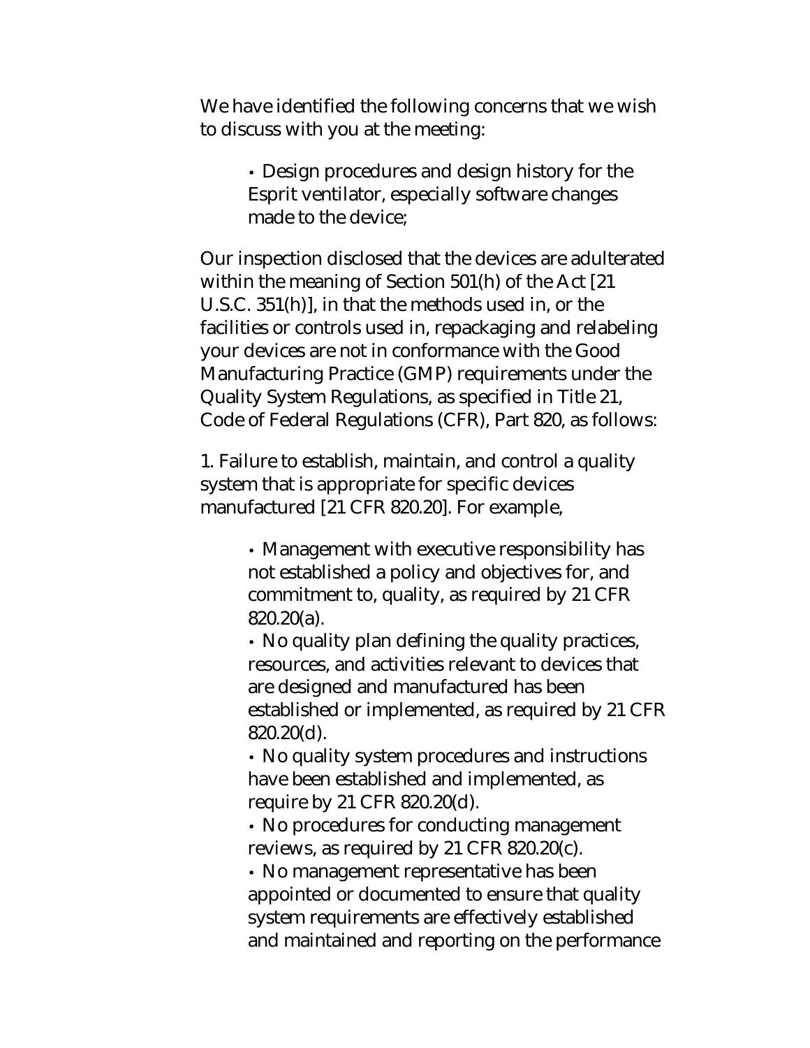We have identified the following concerns that we wish to discuss with you at the meeting:

- Design procedures and design history for the Esprit ventilator, especially software changes made to the device;

Our inspection disclosed that the devices are adulterated within the meaning of Section 501(h) of the Act [21 U.S.C. 351(h)], in that the methods used in, or the facilities or controls used in, repackaging and relabeling your devices are not in conformance with the Good Manufacturing Practice (GMP) requirements under the Quality System Regulations, as specified in Title 21, Code of Federal Regulations (CFR), Part 820, as follows:

1. Failure to establish, maintain, and control a quality system that is appropriate for specific devices manufactured [21 CFR 820.20]. For example,

- Management with executive responsibility has not established a policy and objectives for, and commitment to, quality, as required by 21 CFR 820.20(a).
- No quality plan defining the quality practices, resources, and activities relevant to devices that are designed and manufactured has been established or implemented, as required by 21 CFR 820.20(d).
- No quality system procedures and instructions have been established and implemented, as require by 21 CFR 820.20(d).
- No procedures for conducting management reviews, as required by 21 CFR 820.20(c).
- No management representative has been appointed or documented to ensure that quality system requirements are effectively established and maintained and reporting on the performance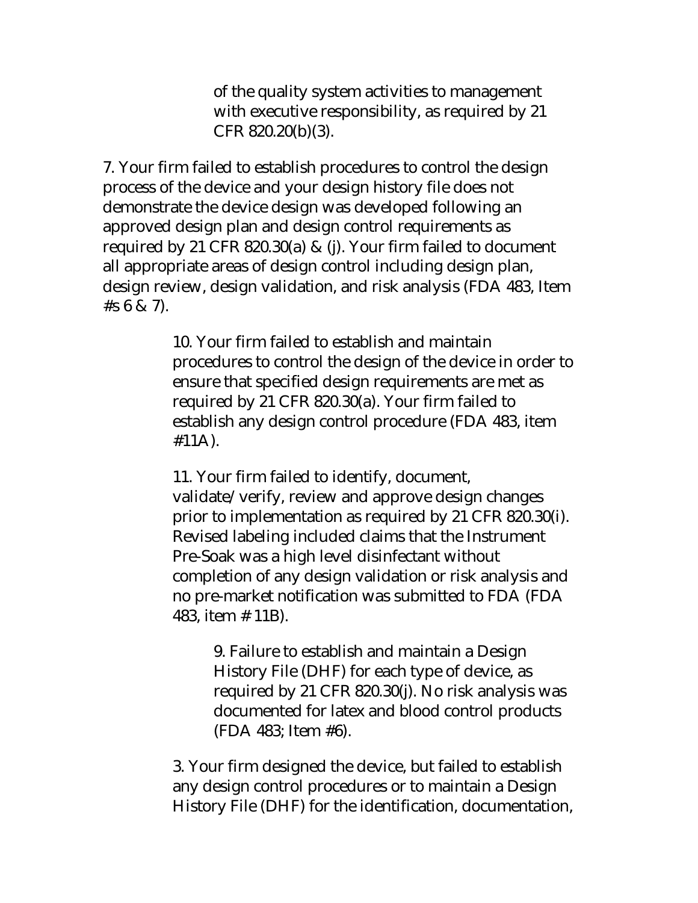of the quality system activities to management with executive responsibility, as required by 21 CFR 820.20(b)(3).

7. Your firm failed to establish procedures to control the design process of the device and your design history file does not demonstrate the device design was developed following an approved design plan and design control requirements as required by 21 CFR 820.30(a) & (j). Your firm failed to document all appropriate areas of design control including design plan, design review, design validation, and risk analysis (FDA 483, Item #s 6 & 7).

10. Your firm failed to establish and maintain procedures to control the design of the device in order to ensure that specified design requirements are met as required by 21 CFR 820.30(a). Your firm failed to establish any design control procedure (FDA 483, item #11A).

11. Your firm failed to identify, document, validate/verify, review and approve design changes prior to implementation as required by 21 CFR 820.30(i). Revised labeling included claims that the Instrument Pre-Soak was a high level disinfectant without completion of any design validation or risk analysis and no pre-market notification was submitted to FDA (FDA 483, item # 11B).

9. Failure to establish and maintain a Design History File (DHF) for each type of device, as required by 21 CFR 820.30(j). No risk analysis was documented for latex and blood control products (FDA 483; Item #6).

3. Your firm designed the device, but failed to establish any design control procedures or to maintain a Design History File (DHF) for the identification, documentation,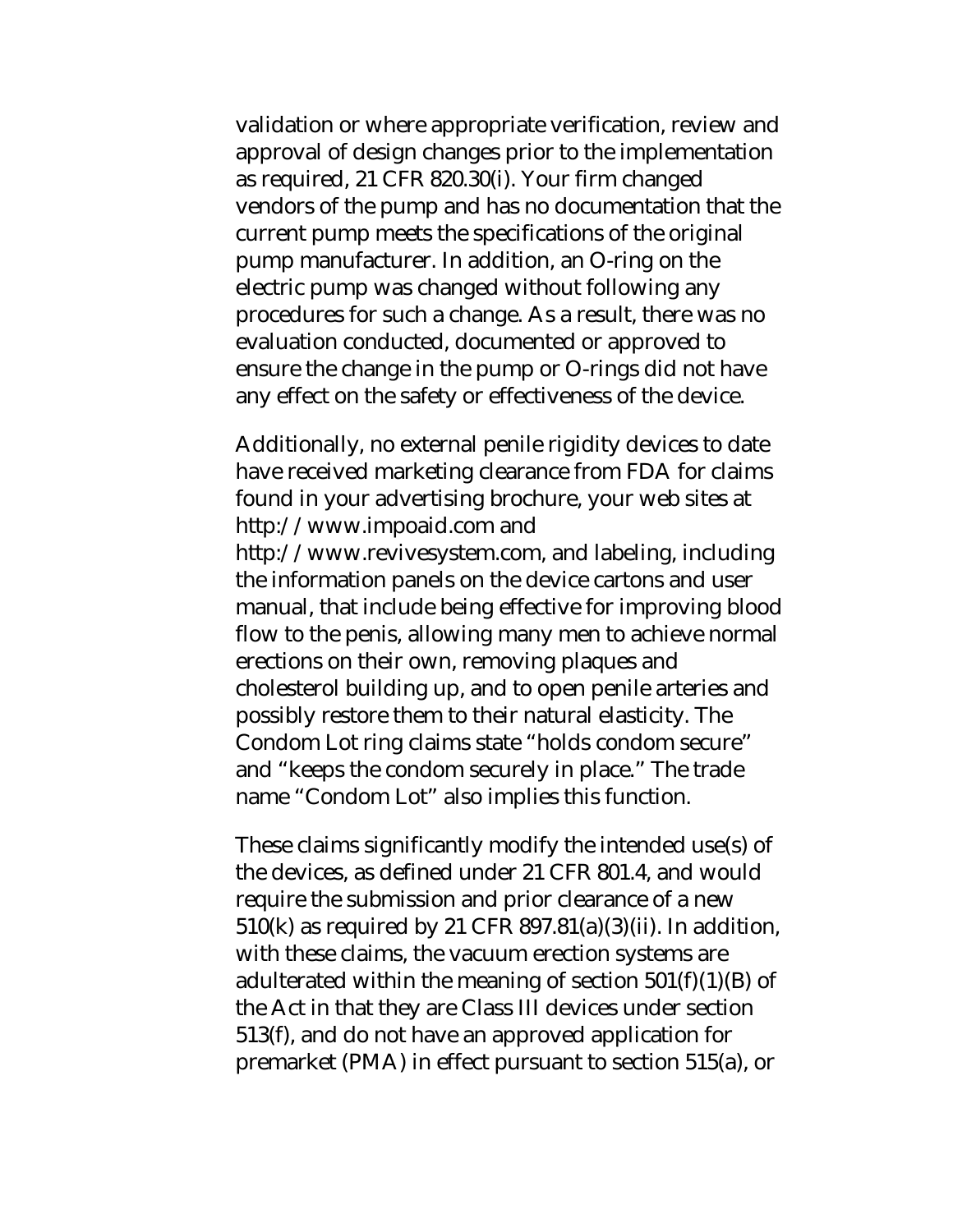validation or where appropriate verification, review and approval of design changes prior to the implementation as required, 21 CFR 820.30(i). Your firm changed vendors of the pump and has no documentation that the current pump meets the specifications of the original pump manufacturer. In addition, an O-ring on the electric pump was changed without following any procedures for such a change. As a result, there was no evaluation conducted, documented or approved to ensure the change in the pump or O-rings did not have any effect on the safety or effectiveness of the device.

Additionally, no external penile rigidity devices to date have received marketing clearance from FDA for claims found in your advertising brochure, your web sites at http://www.impoaid.com and http://www.revivesystem.com, and labeling, including the information panels on the device cartons and user manual, that include being effective for improving blood flow to the penis, allowing many men to achieve normal erections on their own, removing plaques and cholesterol building up, and to open penile arteries and possibly restore them to their natural elasticity. The Condom Lot ring claims state "holds condom secure" and "keeps the condom securely in place." The trade name "Condom Lot" also implies this function.

These claims significantly modify the intended use(s) of the devices, as defined under 21 CFR 801.4, and would require the submission and prior clearance of a new 510(k) as required by 21 CFR 897.81(a)(3)(ii). In addition, with these claims, the vacuum erection systems are adulterated within the meaning of section 501(f)(1)(B) of the Act in that they are Class III devices under section 513(f), and do not have an approved application for premarket (PMA) in effect pursuant to section 515(a), or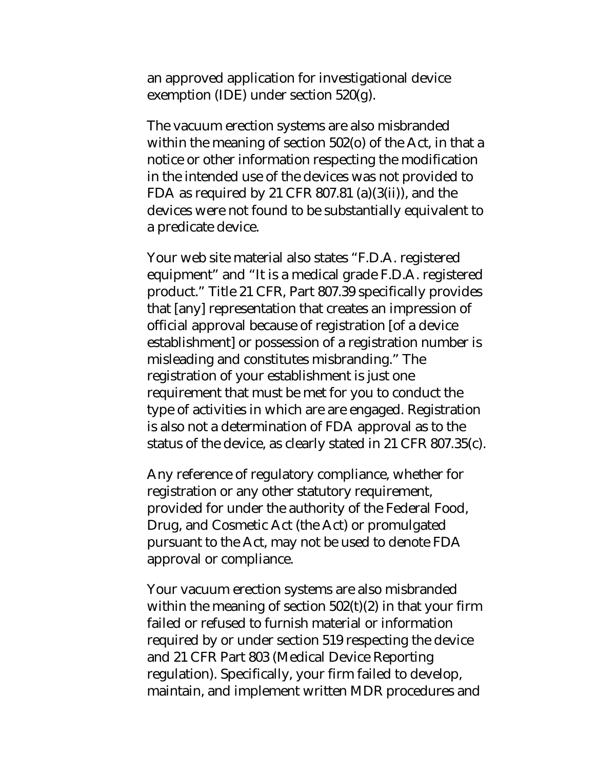an approved application for investigational device exemption (IDE) under section 520(g).

The vacuum erection systems are also misbranded within the meaning of section 502(o) of the Act, in that a notice or other information respecting the modification in the intended use of the devices was not provided to FDA as required by 21 CFR 807.81 (a)(3(ii)), and the devices were not found to be substantially equivalent to a predicate device.

Your web site material also states "F.D.A. registered equipment" and "It is a medical grade F.D.A. registered product." Title 21 CFR, Part 807.39 specifically provides that [any] representation that creates an impression of official approval because of registration [of a device establishment] or possession of a registration number is misleading and constitutes misbranding." The registration of your establishment is just one requirement that must be met for you to conduct the type of activities in which are are engaged. Registration is also not a determination of FDA approval as to the status of the device, as clearly stated in 21 CFR 807.35(c).

Any reference of regulatory compliance, whether for registration or any other statutory requirement, provided for under the authority of the Federal Food, Drug, and Cosmetic Act (the Act) or promulgated pursuant to the Act, may not be used to denote FDA approval or compliance.

Your vacuum erection systems are also misbranded within the meaning of section 502(t)(2) in that your firm failed or refused to furnish material or information required by or under section 519 respecting the device and 21 CFR Part 803 (Medical Device Reporting regulation). Specifically, your firm failed to develop, maintain, and implement written MDR procedures and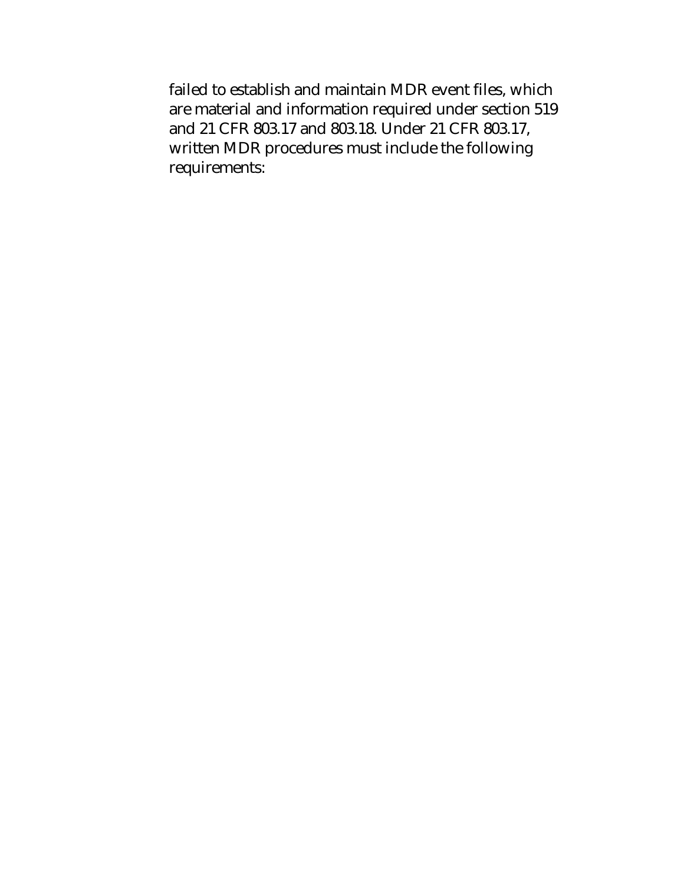failed to establish and maintain MDR event files, which are material and information required under section 519 and 21 CFR 803.17 and 803.18. Under 21 CFR 803.17, written MDR procedures must include the following requirements: